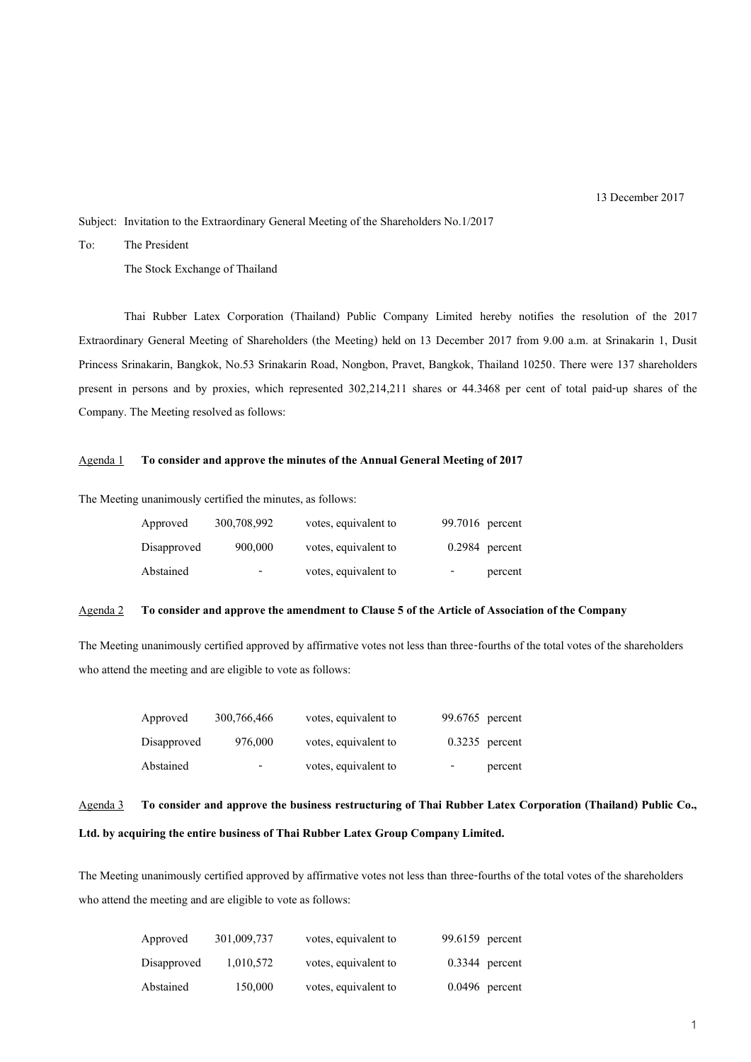13 December 2017

Subject: Invitation to the Extraordinary General Meeting of the Shareholders No.1/2017

To: The President

The Stock Exchange of Thailand

Thai Rubber Latex Corporation (Thailand) Public Company Limited hereby notifies the resolution of the 2017 Extraordinary General Meeting of Shareholders (the Meeting) held on 13 December 2017 from 9.00 a.m. at Srinakarin 1, Dusit Princess Srinakarin, Bangkok, No.53 Srinakarin Road, Nongbon, Pravet, Bangkok, Thailand 10250. There were 137 shareholders present in persons and by proxies, which represented 302,214,211 shares or 44.3468 per cent of total paid-up shares of the Company. The Meeting resolved as follows:

Agenda 1 **To consider and approve the minutes of the Annual General Meeting of 2017**

The Meeting unanimously certified the minutes, as follows:

| | | | | |
|---|---|---|---|---|
| Approved | 300,708,992 | votes, equivalent to | 99.7016 | percent |
| Disapproved | 900,000 | votes, equivalent to | 0.2984 | percent |
| Abstained | - | votes, equivalent to | - | percent |

Agenda 2 **To consider and approve the amendment to Clause 5 of the Article of Association of the Company**

The Meeting unanimously certified approved by affirmative votes not less than three-fourths of the total votes of the shareholders who attend the meeting and are eligible to vote as follows:

| | | | | |
|---|---|---|---|---|
| Approved | 300,766,466 | votes, equivalent to | 99.6765 | percent |
| Disapproved | 976,000 | votes, equivalent to | 0.3235 | percent |
| Abstained | - | votes, equivalent to | - | percent |

Agenda 3 **To consider and approve the business restructuring of Thai Rubber Latex Corporation (Thailand) Public Co., Ltd. by acquiring the entire business of Thai Rubber Latex Group Company Limited.**

The Meeting unanimously certified approved by affirmative votes not less than three-fourths of the total votes of the shareholders who attend the meeting and are eligible to vote as follows:

| | | | | |
|---|---|---|---|---|
| Approved | 301,009,737 | votes, equivalent to | 99.6159 | percent |
| Disapproved | 1,010,572 | votes, equivalent to | 0.3344 | percent |
| Abstained | 150,000 | votes, equivalent to | 0.0496 | percent |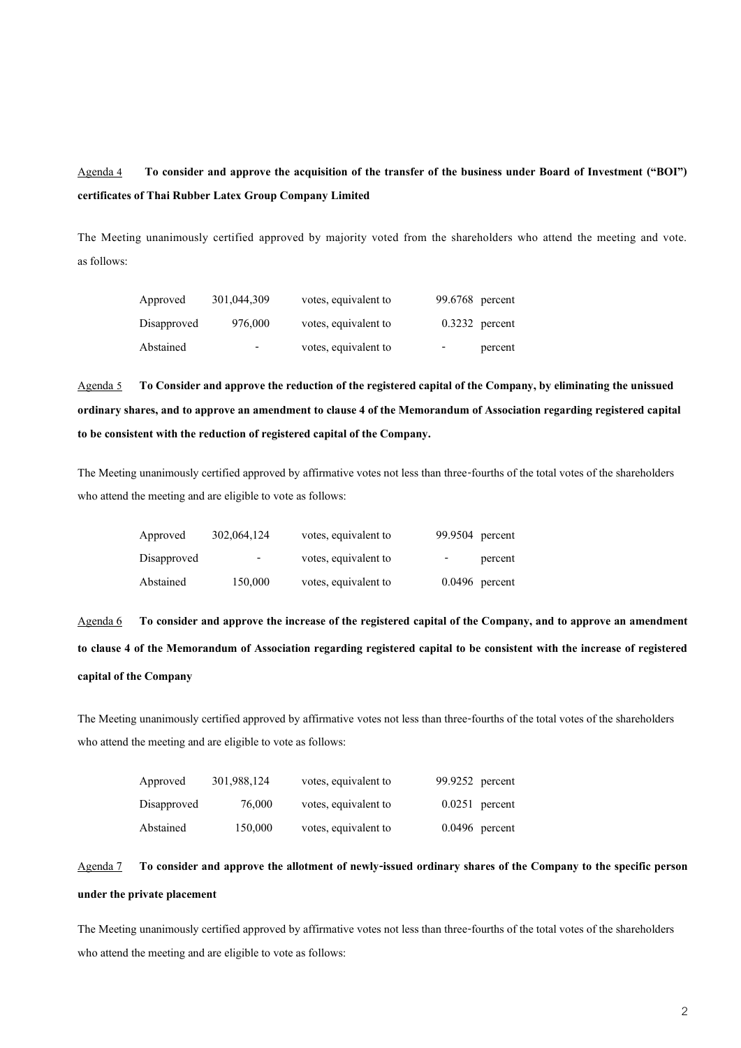Agenda 4 **To consider and approve the acquisition of the transfer of the business under Board of Investment ("BOI") certificates of Thai Rubber Latex Group Company Limited**

The Meeting unanimously certified approved by majority voted from the shareholders who attend the meeting and vote. as follows:

| | | | | |
|---|---|---|---|---|
| Approved | 301,044,309 | votes, equivalent to | 99.6768 | percent |
| Disapproved | 976,000 | votes, equivalent to | 0.3232 | percent |
| Abstained | - | votes, equivalent to | - | percent |

Agenda 5 **To Consider and approve the reduction of the registered capital of the Company, by eliminating the unissued ordinary shares, and to approve an amendment to clause 4 of the Memorandum of Association regarding registered capital to be consistent with the reduction of registered capital of the Company.**

The Meeting unanimously certified approved by affirmative votes not less than three-fourths of the total votes of the shareholders who attend the meeting and are eligible to vote as follows:

| | | | | |
|---|---|---|---|---|
| Approved | 302,064,124 | votes, equivalent to | 99.9504 | percent |
| Disapproved | - | votes, equivalent to | - | percent |
| Abstained | 150,000 | votes, equivalent to | 0.0496 | percent |

Agenda 6 **To consider and approve the increase of the registered capital of the Company, and to approve an amendment to clause 4 of the Memorandum of Association regarding registered capital to be consistent with the increase of registered capital of the Company**

The Meeting unanimously certified approved by affirmative votes not less than three-fourths of the total votes of the shareholders who attend the meeting and are eligible to vote as follows:

| | | | | |
|---|---|---|---|---|
| Approved | 301,988,124 | votes, equivalent to | 99.9252 | percent |
| Disapproved | 76,000 | votes, equivalent to | 0.0251 | percent |
| Abstained | 150,000 | votes, equivalent to | 0.0496 | percent |

Agenda 7 **To consider and approve the allotment of newly-issued ordinary shares of the Company to the specific person under the private placement**

The Meeting unanimously certified approved by affirmative votes not less than three-fourths of the total votes of the shareholders who attend the meeting and are eligible to vote as follows: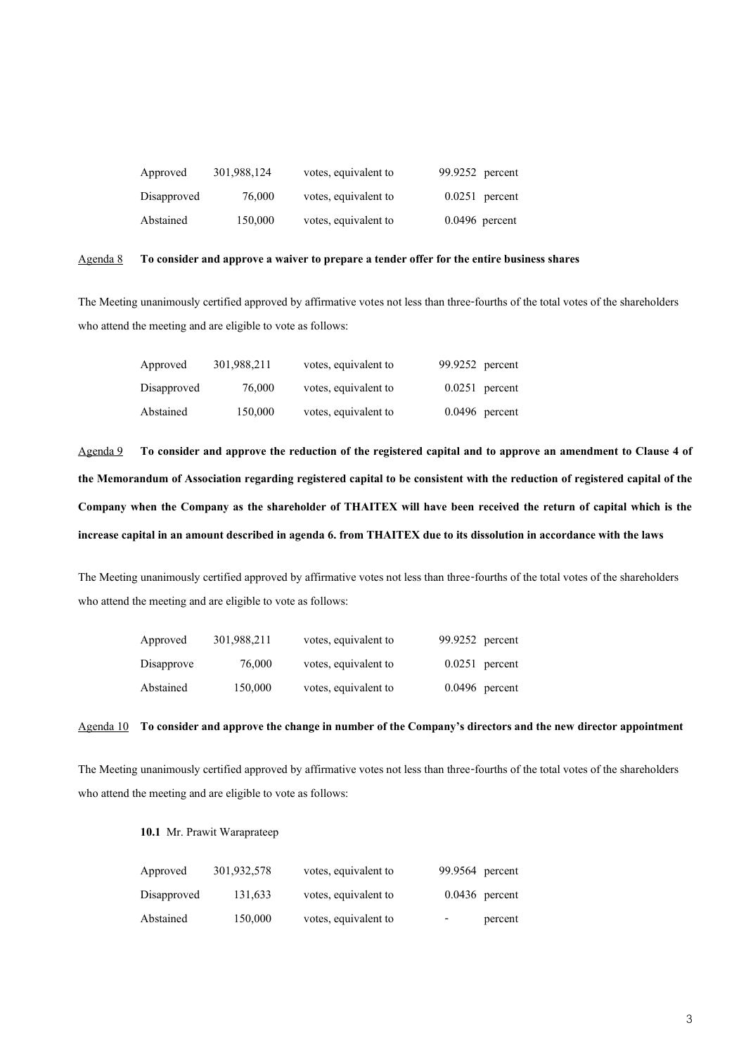| | | | | |
|---|---|---|---|---|
| Approved | 301,988,124 | votes, equivalent to | 99.9252 | percent |
| Disapproved | 76,000 | votes, equivalent to | 0.0251 | percent |
| Abstained | 150,000 | votes, equivalent to | 0.0496 | percent |

Agenda 8 **To consider and approve a waiver to prepare a tender offer for the entire business shares**

The Meeting unanimously certified approved by affirmative votes not less than three-fourths of the total votes of the shareholders who attend the meeting and are eligible to vote as follows:

| | | | | |
|---|---|---|---|---|
| Approved | 301,988,211 | votes, equivalent to | 99.9252 | percent |
| Disapproved | 76,000 | votes, equivalent to | 0.0251 | percent |
| Abstained | 150,000 | votes, equivalent to | 0.0496 | percent |

Agenda 9 **To consider and approve the reduction of the registered capital and to approve an amendment to Clause 4 of the Memorandum of Association regarding registered capital to be consistent with the reduction of registered capital of the Company when the Company as the shareholder of THAITEX will have been received the return of capital which is the increase capital in an amount described in agenda 6. from THAITEX due to its dissolution in accordance with the laws**

The Meeting unanimously certified approved by affirmative votes not less than three-fourths of the total votes of the shareholders who attend the meeting and are eligible to vote as follows:

| | | | | |
|---|---|---|---|---|
| Approved | 301,988,211 | votes, equivalent to | 99.9252 | percent |
| Disapprove | 76,000 | votes, equivalent to | 0.0251 | percent |
| Abstained | 150,000 | votes, equivalent to | 0.0496 | percent |

Agenda 10 **To consider and approve the change in number of the Company's directors and the new director appointment**

The Meeting unanimously certified approved by affirmative votes not less than three-fourths of the total votes of the shareholders who attend the meeting and are eligible to vote as follows:

**10.1** Mr. Prawit Waraprateep

| | | | | |
|---|---|---|---|---|
| Approved | 301,932,578 | votes, equivalent to | 99.9564 | percent |
| Disapproved | 131,633 | votes, equivalent to | 0.0436 | percent |
| Abstained | 150,000 | votes, equivalent to | - | percent |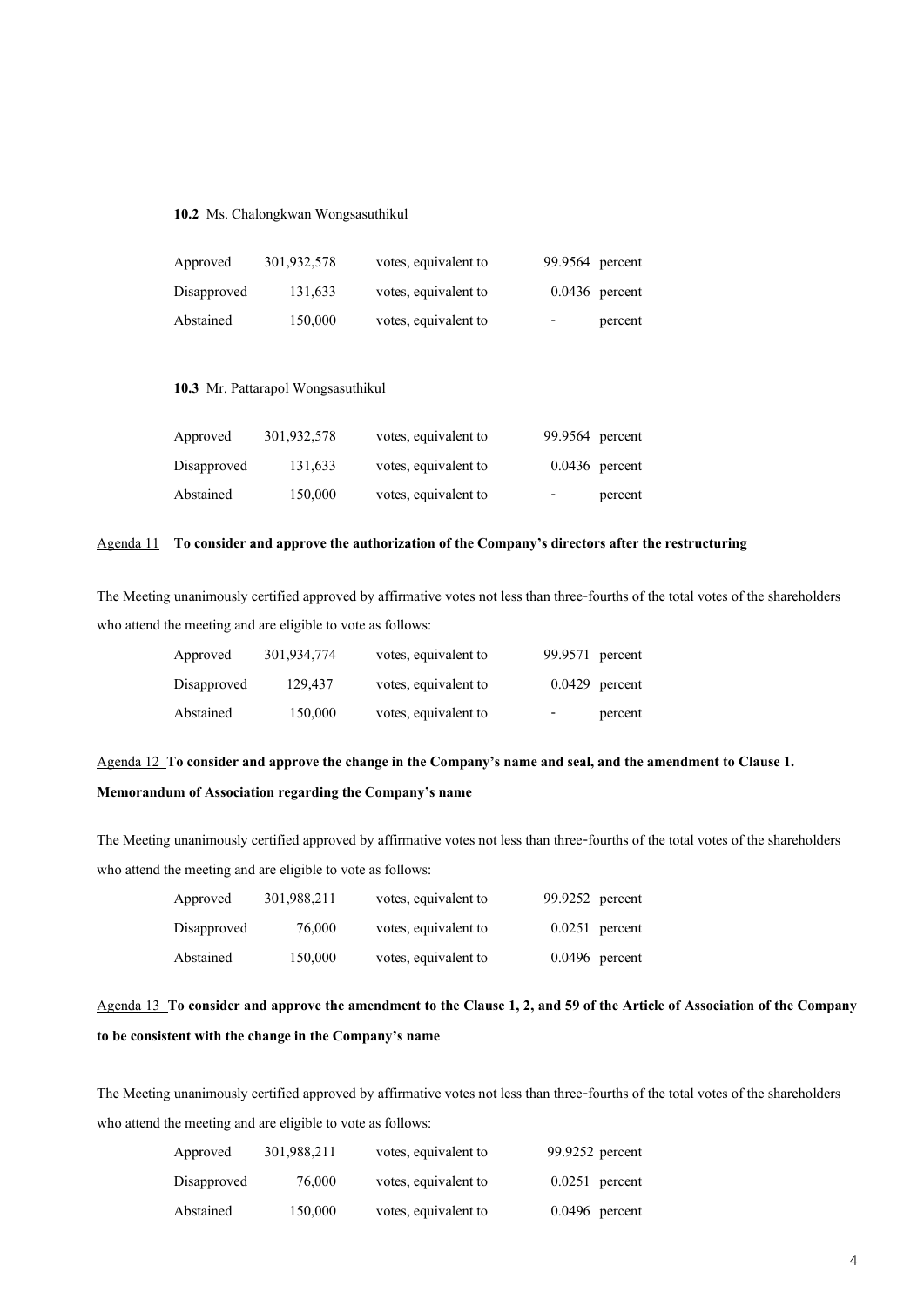**10.2** Ms. Chalongkwan Wongsasuthikul

| Approved | 301,932,578 | votes, equivalent to | 99.9564 | percent |
|---|---|---|---|---|
| Disapproved | 131,633 | votes, equivalent to | 0.0436 | percent |
| Abstained | 150,000 | votes, equivalent to | - | percent |

**10.3** Mr. Pattarapol Wongsasuthikul

| Approved | 301,932,578 | votes, equivalent to | 99.9564 | percent |
|---|---|---|---|---|
| Disapproved | 131,633 | votes, equivalent to | 0.0436 | percent |
| Abstained | 150,000 | votes, equivalent to | - | percent |

Agenda 11 **To consider and approve the authorization of the Company's directors after the restructuring**

The Meeting unanimously certified approved by affirmative votes not less than three-fourths of the total votes of the shareholders who attend the meeting and are eligible to vote as follows:

| Approved | 301,934,774 | votes, equivalent to | 99.9571 | percent |
|---|---|---|---|---|
| Disapproved | 129,437 | votes, equivalent to | 0.0429 | percent |
| Abstained | 150,000 | votes, equivalent to | - | percent |

Agenda 12 **To consider and approve the change in the Company's name and seal, and the amendment to Clause 1. Memorandum of Association regarding the Company's name**

The Meeting unanimously certified approved by affirmative votes not less than three-fourths of the total votes of the shareholders who attend the meeting and are eligible to vote as follows:

| Approved | 301,988,211 | votes, equivalent to | 99.9252 | percent |
|---|---|---|---|---|
| Disapproved | 76,000 | votes, equivalent to | 0.0251 | percent |
| Abstained | 150,000 | votes, equivalent to | 0.0496 | percent |

Agenda 13 **To consider and approve the amendment to the Clause 1, 2, and 59 of the Article of Association of the Company to be consistent with the change in the Company's name**

The Meeting unanimously certified approved by affirmative votes not less than three-fourths of the total votes of the shareholders who attend the meeting and are eligible to vote as follows:

| Approved | 301,988,211 | votes, equivalent to | 99.9252 | percent |
|---|---|---|---|---|
| Disapproved | 76,000 | votes, equivalent to | 0.0251 | percent |
| Abstained | 150,000 | votes, equivalent to | 0.0496 | percent |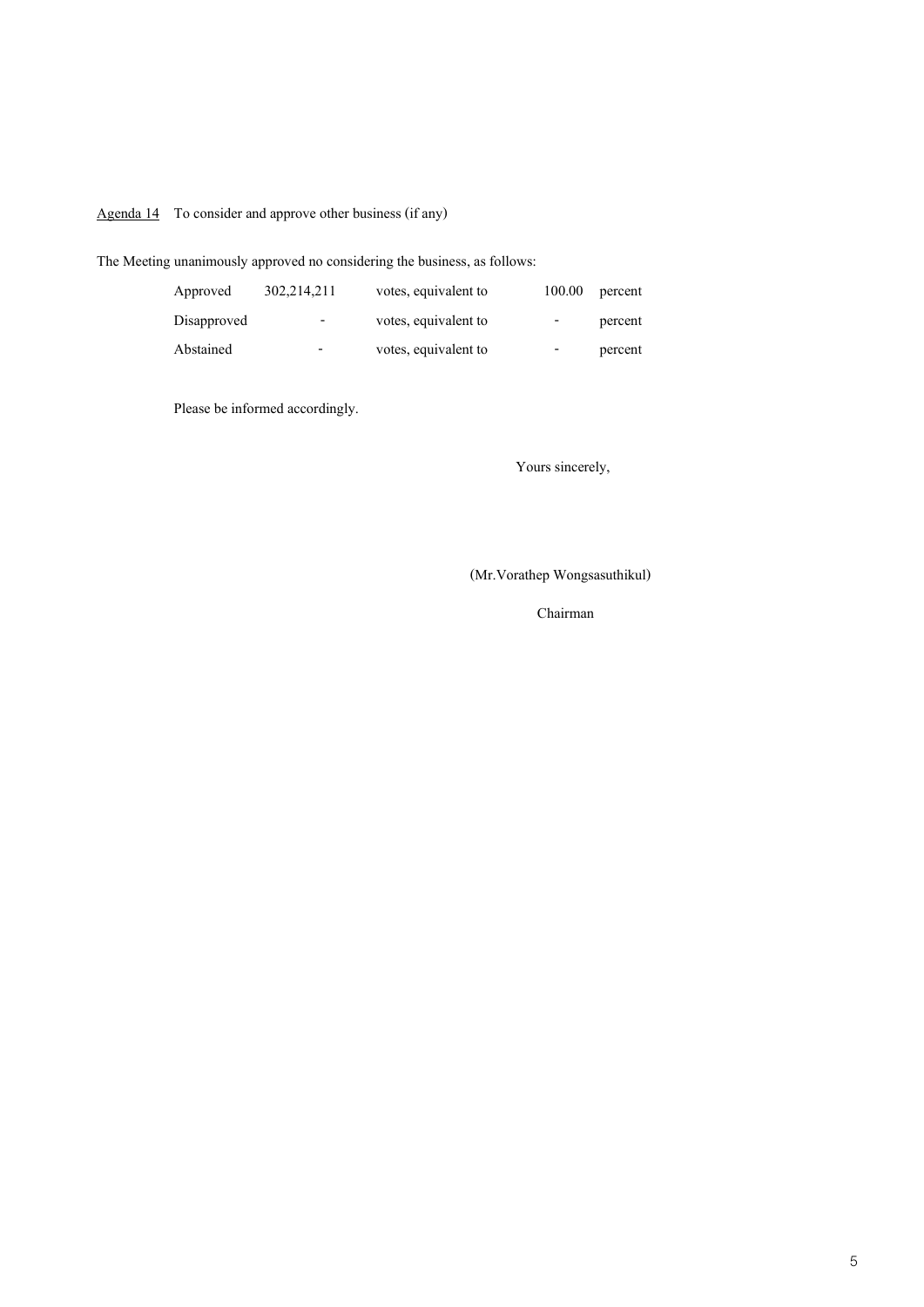<u>Agenda 14</u> To consider and approve other business (if any)

The Meeting unanimously approved no considering the business, as follows:

| | | | | |
|---|---|---|---|---|
| Approved | 302,214,211 | votes, equivalent to | 100.00 | percent |
| Disapproved | - | votes, equivalent to | - | percent |
| Abstained | - | votes, equivalent to | - | percent |

Please be informed accordingly.

Yours sincerely,

(Mr.Vorathep Wongsasuthikul)

Chairman